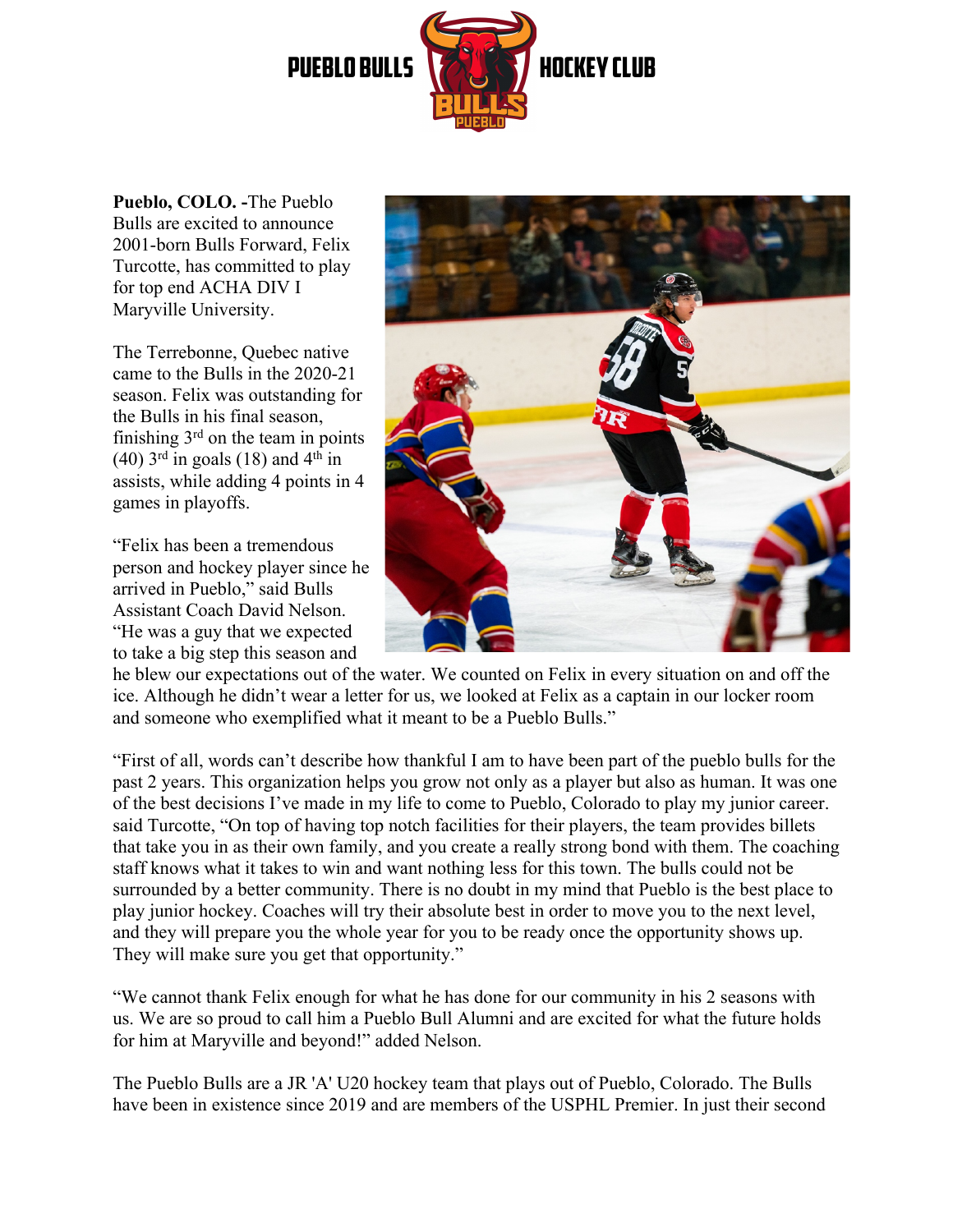# PUEBLO BULLS HOCKEY CLUB

**Pueblo, COLO. -**The Pueblo Bulls are excited to announce 2001-born Bulls Forward, Felix Turcotte, has committed to play for top end ACHA DIV I Maryville University.

The Terrebonne, Quebec native came to the Bulls in the 2020-21 season. Felix was outstanding for the Bulls in his final season, finishing 3rd on the team in points (40) 3rd in goals (18) and 4th in assists, while adding 4 points in 4 games in playoffs.

"Felix has been a tremendous person and hockey player since he arrived in Pueblo," said Bulls Assistant Coach David Nelson. "He was a guy that we expected to take a big step this season and he blew our expectations out of the water. We counted on Felix in every situation on and off the ice. Although he didn't wear a letter for us, we looked at Felix as a captain in our locker room and someone who exemplified what it meant to be a Pueblo Bulls."

"First of all, words can't describe how thankful I am to have been part of the pueblo bulls for the past 2 years. This organization helps you grow not only as a player but also as human. It was one of the best decisions I've made in my life to come to Pueblo, Colorado to play my junior career. said Turcotte, "On top of having top notch facilities for their players, the team provides billets that take you in as their own family, and you create a really strong bond with them. The coaching staff knows what it takes to win and want nothing less for this town. The bulls could not be surrounded by a better community. There is no doubt in my mind that Pueblo is the best place to play junior hockey. Coaches will try their absolute best in order to move you to the next level, and they will prepare you the whole year for you to be ready once the opportunity shows up. They will make sure you get that opportunity."

"We cannot thank Felix enough for what he has done for our community in his 2 seasons with us. We are so proud to call him a Pueblo Bull Alumni and are excited for what the future holds for him at Maryville and beyond!" added Nelson.

The Pueblo Bulls are a JR 'A' U20 hockey team that plays out of Pueblo, Colorado. The Bulls have been in existence since 2019 and are members of the USPHL Premier. In just their second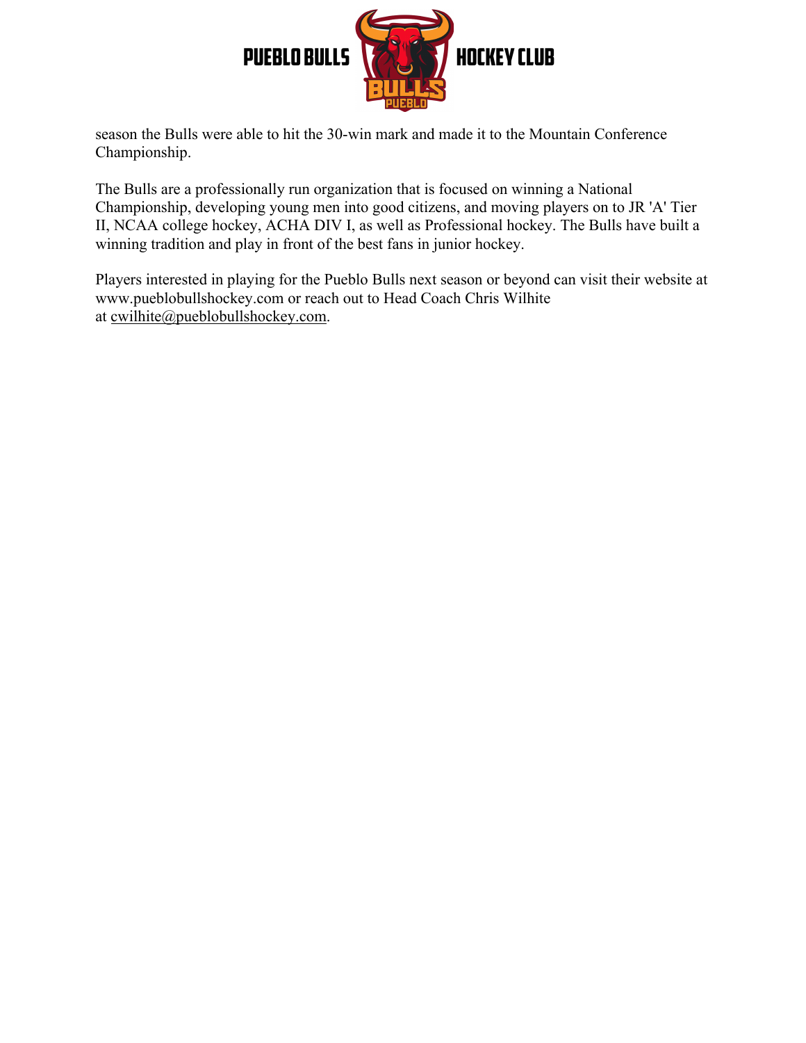season the Bulls were able to hit the 30-win mark and made it to the Mountain Conference Championship.

The Bulls are a professionally run organization that is focused on winning a National Championship, developing young men into good citizens, and moving players on to JR 'A' Tier II, NCAA college hockey, ACHA DIV I, as well as Professional hockey. The Bulls have built a winning tradition and play in front of the best fans in junior hockey.

Players interested in playing for the Pueblo Bulls next season or beyond can visit their website at www.pueblobullshockey.com or reach out to Head Coach Chris Wilhite at cwilhite@pueblobullshockey.com.